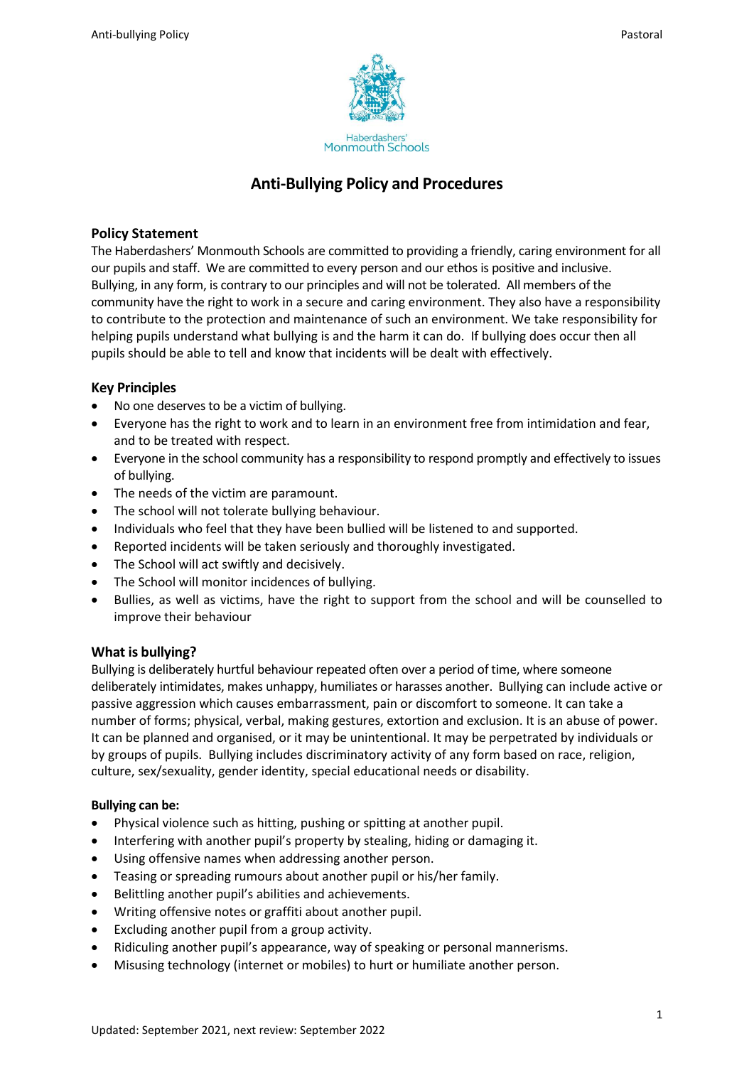Haberdashers' Monmouth Schools

# Anti-Bullying Policy and Procedures

## Policy Statement

The Haberdashers' Monmouth Schools are committed to providing a friendly, caring environment for all our pupils and staff. We are committed to every person and our ethos is positive and inclusive. Bullying, in any form, is contrary to our principles and will not be tolerated. All members of the community have the right to work in a secure and caring environment. They also have a responsibility to contribute to the protection and maintenance of such an environment. We take responsibility for helping pupils understand what bullying is and the harm it can do. If bullying does occur then all pupils should be able to tell and know that incidents will be dealt with effectively.

## Key Principles

- No one deserves to be a victim of bullying.
- Everyone has the right to work and to learn in an environment free from intimidation and fear, and to be treated with respect.
- Everyone in the school community has a responsibility to respond promptly and effectively to issues of bullying.
- The needs of the victim are paramount.
- The school will not tolerate bullying behaviour.
- Individuals who feel that they have been bullied will be listened to and supported.
- Reported incidents will be taken seriously and thoroughly investigated.
- The School will act swiftly and decisively.
- The School will monitor incidences of bullying.
- Bullies, as well as victims, have the right to support from the school and will be counselled to improve their behaviour

## What is bullying?

Bullying is deliberately hurtful behaviour repeated often over a period of time, where someone deliberately intimidates, makes unhappy, humiliates or harasses another. Bullying can include active or passive aggression which causes embarrassment, pain or discomfort to someone. It can take a number of forms; physical, verbal, making gestures, extortion and exclusion. It is an abuse of power. It can be planned and organised, or it may be unintentional. It may be perpetrated by individuals or by groups of pupils. Bullying includes discriminatory activity of any form based on race, religion, culture, sex/sexuality, gender identity, special educational needs or disability.

**Bullying can be:**

- Physical violence such as hitting, pushing or spitting at another pupil.
- Interfering with another pupil's property by stealing, hiding or damaging it.
- Using offensive names when addressing another person.
- Teasing or spreading rumours about another pupil or his/her family.
- Belittling another pupil's abilities and achievements.
- Writing offensive notes or graffiti about another pupil.
- Excluding another pupil from a group activity.
- Ridiculing another pupil's appearance, way of speaking or personal mannerisms.
- Misusing technology (internet or mobiles) to hurt or humiliate another person.

Updated: September 2021, next review: September 2022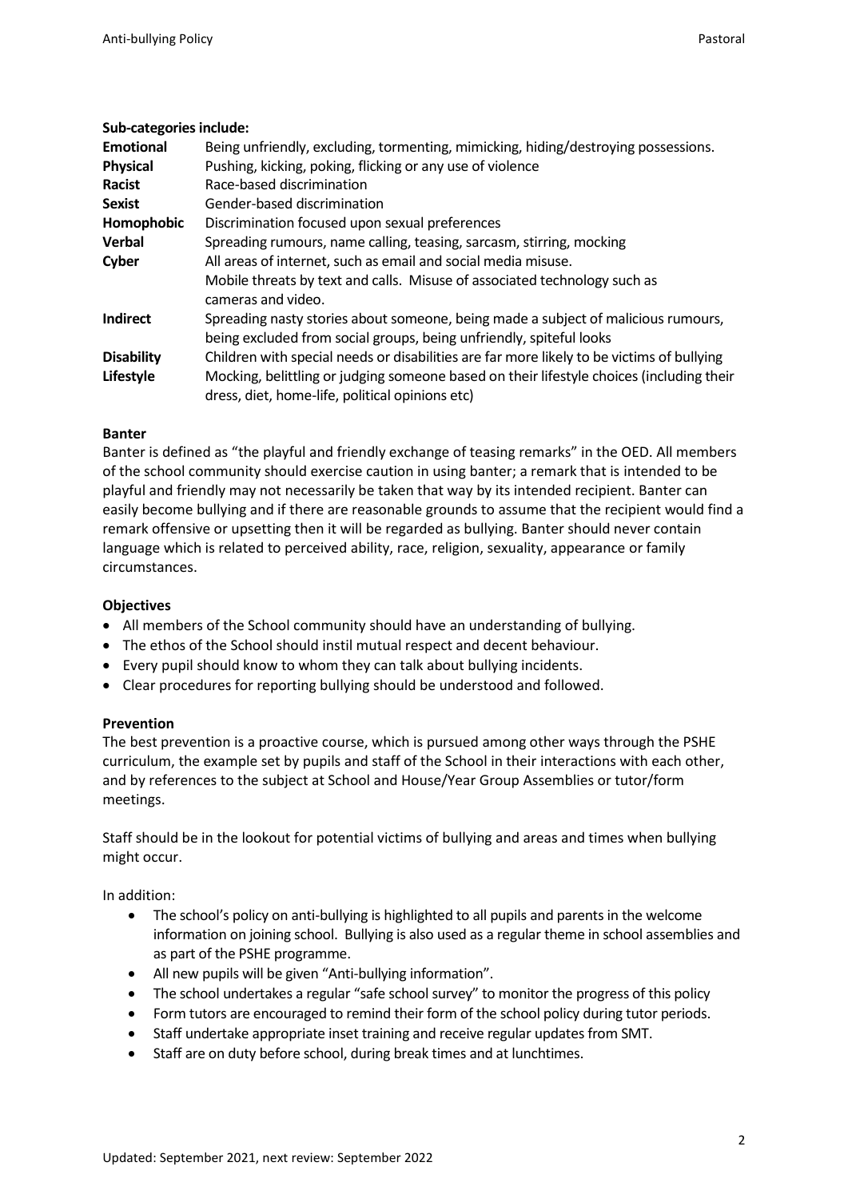**Sub-categories include:**

| | |
|---|---|
| **Emotional** | Being unfriendly, excluding, tormenting, mimicking, hiding/destroying possessions. |
| **Physical** | Pushing, kicking, poking, flicking or any use of violence |
| **Racist** | Race-based discrimination |
| **Sexist** | Gender-based discrimination |
| **Homophobic** | Discrimination focused upon sexual preferences |
| **Verbal** | Spreading rumours, name calling, teasing, sarcasm, stirring, mocking |
| **Cyber** | All areas of internet, such as email and social media misuse. Mobile threats by text and calls. Misuse of associated technology such as cameras and video. |
| **Indirect** | Spreading nasty stories about someone, being made a subject of malicious rumours, being excluded from social groups, being unfriendly, spiteful looks |
| **Disability** | Children with special needs or disabilities are far more likely to be victims of bullying |
| **Lifestyle** | Mocking, belittling or judging someone based on their lifestyle choices (including their dress, diet, home-life, political opinions etc) |

**Banter**

Banter is defined as "the playful and friendly exchange of teasing remarks" in the OED. All members of the school community should exercise caution in using banter; a remark that is intended to be playful and friendly may not necessarily be taken that way by its intended recipient. Banter can easily become bullying and if there are reasonable grounds to assume that the recipient would find a remark offensive or upsetting then it will be regarded as bullying. Banter should never contain language which is related to perceived ability, race, religion, sexuality, appearance or family circumstances.

**Objectives**

- All members of the School community should have an understanding of bullying.
- The ethos of the School should instil mutual respect and decent behaviour.
- Every pupil should know to whom they can talk about bullying incidents.
- Clear procedures for reporting bullying should be understood and followed.

**Prevention**

The best prevention is a proactive course, which is pursued among other ways through the PSHE curriculum, the example set by pupils and staff of the School in their interactions with each other, and by references to the subject at School and House/Year Group Assemblies or tutor/form meetings.

Staff should be in the lookout for potential victims of bullying and areas and times when bullying might occur.

In addition:

- The school's policy on anti-bullying is highlighted to all pupils and parents in the welcome information on joining school. Bullying is also used as a regular theme in school assemblies and as part of the PSHE programme.
- All new pupils will be given "Anti-bullying information".
- The school undertakes a regular "safe school survey" to monitor the progress of this policy
- Form tutors are encouraged to remind their form of the school policy during tutor periods.
- Staff undertake appropriate inset training and receive regular updates from SMT.
- Staff are on duty before school, during break times and at lunchtimes.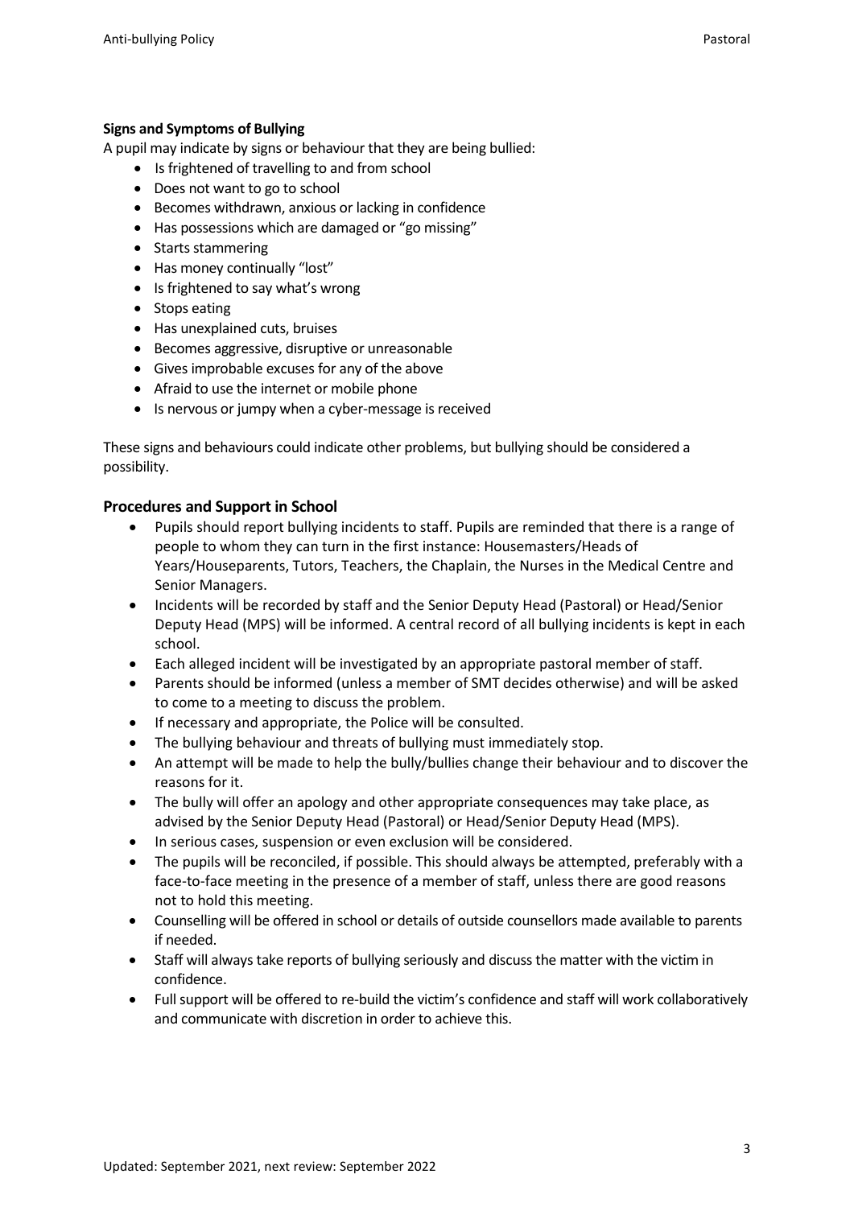**Signs and Symptoms of Bullying**

A pupil may indicate by signs or behaviour that they are being bullied:

- Is frightened of travelling to and from school
- Does not want to go to school
- Becomes withdrawn, anxious or lacking in confidence
- Has possessions which are damaged or "go missing"
- Starts stammering
- Has money continually "lost"
- Is frightened to say what's wrong
- Stops eating
- Has unexplained cuts, bruises
- Becomes aggressive, disruptive or unreasonable
- Gives improbable excuses for any of the above
- Afraid to use the internet or mobile phone
- Is nervous or jumpy when a cyber-message is received

These signs and behaviours could indicate other problems, but bullying should be considered a possibility.

## Procedures and Support in School

- Pupils should report bullying incidents to staff. Pupils are reminded that there is a range of people to whom they can turn in the first instance: Housemasters/Heads of Years/Houseparents, Tutors, Teachers, the Chaplain, the Nurses in the Medical Centre and Senior Managers.
- Incidents will be recorded by staff and the Senior Deputy Head (Pastoral) or Head/Senior Deputy Head (MPS) will be informed. A central record of all bullying incidents is kept in each school.
- Each alleged incident will be investigated by an appropriate pastoral member of staff.
- Parents should be informed (unless a member of SMT decides otherwise) and will be asked to come to a meeting to discuss the problem.
- If necessary and appropriate, the Police will be consulted.
- The bullying behaviour and threats of bullying must immediately stop.
- An attempt will be made to help the bully/bullies change their behaviour and to discover the reasons for it.
- The bully will offer an apology and other appropriate consequences may take place, as advised by the Senior Deputy Head (Pastoral) or Head/Senior Deputy Head (MPS).
- In serious cases, suspension or even exclusion will be considered.
- The pupils will be reconciled, if possible. This should always be attempted, preferably with a face-to-face meeting in the presence of a member of staff, unless there are good reasons not to hold this meeting.
- Counselling will be offered in school or details of outside counsellors made available to parents if needed.
- Staff will always take reports of bullying seriously and discuss the matter with the victim in confidence.
- Full support will be offered to re-build the victim's confidence and staff will work collaboratively and communicate with discretion in order to achieve this.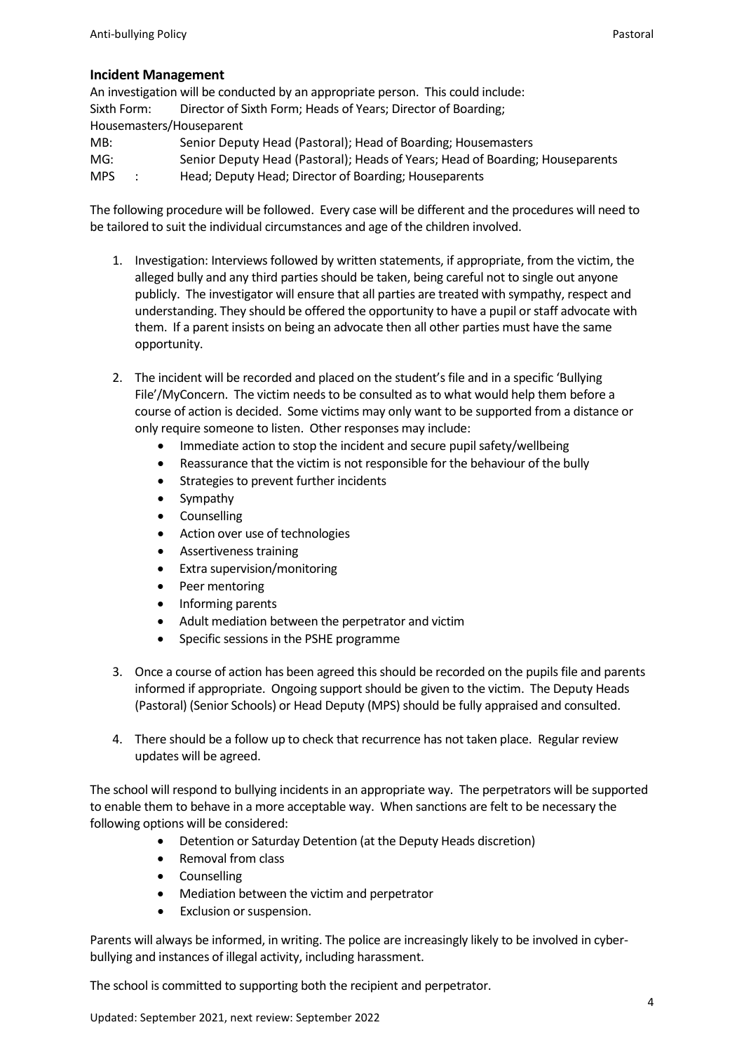## Incident Management

An investigation will be conducted by an appropriate person. This could include:

Sixth Form: Director of Sixth Form; Heads of Years; Director of Boarding; Housemasters/Houseparent
MB: Senior Deputy Head (Pastoral); Head of Boarding; Housemasters
MG: Senior Deputy Head (Pastoral); Heads of Years; Head of Boarding; Houseparents
MPS : Head; Deputy Head; Director of Boarding; Houseparents

The following procedure will be followed. Every case will be different and the procedures will need to be tailored to suit the individual circumstances and age of the children involved.

1. Investigation: Interviews followed by written statements, if appropriate, from the victim, the alleged bully and any third parties should be taken, being careful not to single out anyone publicly. The investigator will ensure that all parties are treated with sympathy, respect and understanding. They should be offered the opportunity to have a pupil or staff advocate with them. If a parent insists on being an advocate then all other parties must have the same opportunity.

2. The incident will be recorded and placed on the student's file and in a specific 'Bullying File'/MyConcern. The victim needs to be consulted as to what would help them before a course of action is decided. Some victims may only want to be supported from a distance or only require someone to listen. Other responses may include:
    - Immediate action to stop the incident and secure pupil safety/wellbeing
    - Reassurance that the victim is not responsible for the behaviour of the bully
    - Strategies to prevent further incidents
    - Sympathy
    - Counselling
    - Action over use of technologies
    - Assertiveness training
    - Extra supervision/monitoring
    - Peer mentoring
    - Informing parents
    - Adult mediation between the perpetrator and victim
    - Specific sessions in the PSHE programme

3. Once a course of action has been agreed this should be recorded on the pupils file and parents informed if appropriate. Ongoing support should be given to the victim. The Deputy Heads (Pastoral) (Senior Schools) or Head Deputy (MPS) should be fully appraised and consulted.

4. There should be a follow up to check that recurrence has not taken place. Regular review updates will be agreed.

The school will respond to bullying incidents in an appropriate way. The perpetrators will be supported to enable them to behave in a more acceptable way. When sanctions are felt to be necessary the following options will be considered:

- Detention or Saturday Detention (at the Deputy Heads discretion)
- Removal from class
- Counselling
- Mediation between the victim and perpetrator
- Exclusion or suspension.

Parents will always be informed, in writing. The police are increasingly likely to be involved in cyber-bullying and instances of illegal activity, including harassment.

The school is committed to supporting both the recipient and perpetrator.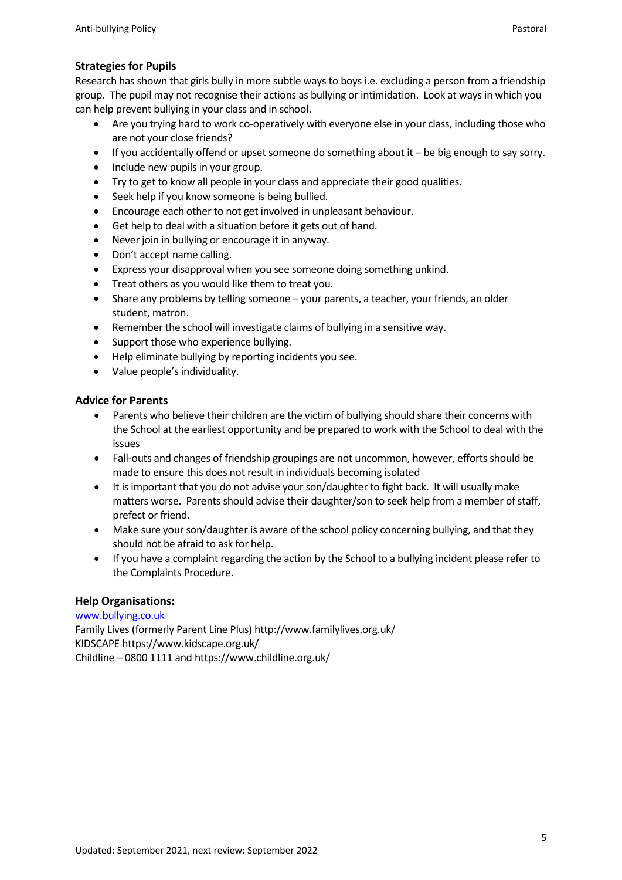### Strategies for Pupils

Research has shown that girls bully in more subtle ways to boys i.e. excluding a person from a friendship group. The pupil may not recognise their actions as bullying or intimidation. Look at ways in which you can help prevent bullying in your class and in school.

- Are you trying hard to work co-operatively with everyone else in your class, including those who are not your close friends?
- If you accidentally offend or upset someone do something about it – be big enough to say sorry.
- Include new pupils in your group.
- Try to get to know all people in your class and appreciate their good qualities.
- Seek help if you know someone is being bullied.
- Encourage each other to not get involved in unpleasant behaviour.
- Get help to deal with a situation before it gets out of hand.
- Never join in bullying or encourage it in anyway.
- Don't accept name calling.
- Express your disapproval when you see someone doing something unkind.
- Treat others as you would like them to treat you.
- Share any problems by telling someone – your parents, a teacher, your friends, an older student, matron.
- Remember the school will investigate claims of bullying in a sensitive way.
- Support those who experience bullying.
- Help eliminate bullying by reporting incidents you see.
- Value people's individuality.

### Advice for Parents

- Parents who believe their children are the victim of bullying should share their concerns with the School at the earliest opportunity and be prepared to work with the School to deal with the issues
- Fall-outs and changes of friendship groupings are not uncommon, however, efforts should be made to ensure this does not result in individuals becoming isolated
- It is important that you do not advise your son/daughter to fight back. It will usually make matters worse. Parents should advise their daughter/son to seek help from a member of staff, prefect or friend.
- Make sure your son/daughter is aware of the school policy concerning bullying, and that they should not be afraid to ask for help.
- If you have a complaint regarding the action by the School to a bullying incident please refer to the Complaints Procedure.

### Help Organisations:

[www.bullying.co.uk](www.bullying.co.uk)
Family Lives (formerly Parent Line Plus) http://www.familylives.org.uk/
KIDSCAPE https://www.kidscape.org.uk/
Childline – 0800 1111 and https://www.childline.org.uk/

Updated: September 2021, next review: September 2022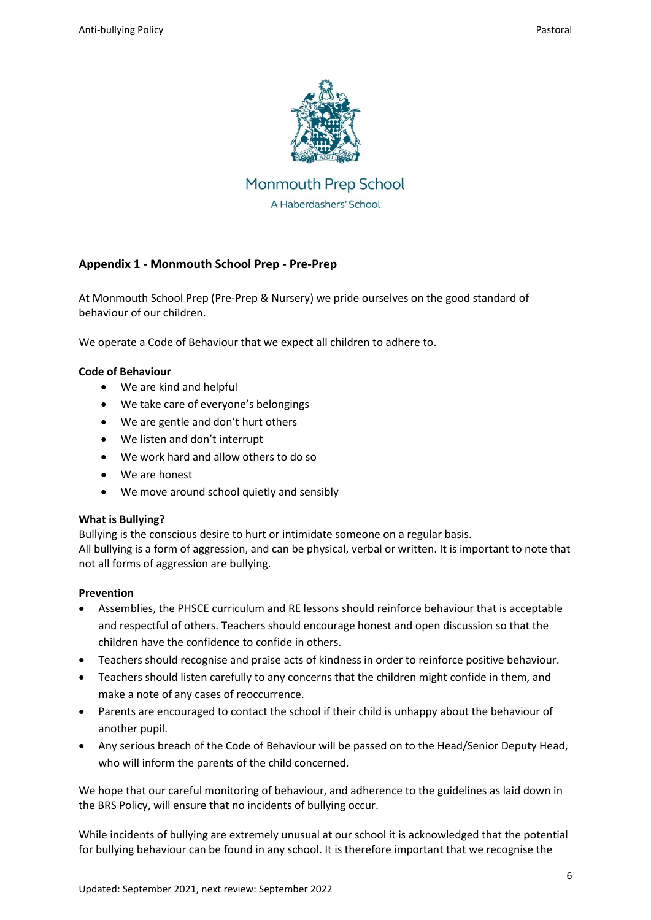Monmouth Prep School

A Haberdashers' School

## Appendix 1 - Monmouth School Prep - Pre-Prep

At Monmouth School Prep (Pre-Prep & Nursery) we pride ourselves on the good standard of behaviour of our children.

We operate a Code of Behaviour that we expect all children to adhere to.

**Code of Behaviour**

- We are kind and helpful
- We take care of everyone's belongings
- We are gentle and don't hurt others
- We listen and don't interrupt
- We work hard and allow others to do so
- We are honest
- We move around school quietly and sensibly

**What is Bullying?**

Bullying is the conscious desire to hurt or intimidate someone on a regular basis.
All bullying is a form of aggression, and can be physical, verbal or written. It is important to note that not all forms of aggression are bullying.

**Prevention**

- Assemblies, the PHSCE curriculum and RE lessons should reinforce behaviour that is acceptable and respectful of others. Teachers should encourage honest and open discussion so that the children have the confidence to confide in others.
- Teachers should recognise and praise acts of kindness in order to reinforce positive behaviour.
- Teachers should listen carefully to any concerns that the children might confide in them, and make a note of any cases of reoccurrence.
- Parents are encouraged to contact the school if their child is unhappy about the behaviour of another pupil.
- Any serious breach of the Code of Behaviour will be passed on to the Head/Senior Deputy Head, who will inform the parents of the child concerned.

We hope that our careful monitoring of behaviour, and adherence to the guidelines as laid down in the BRS Policy, will ensure that no incidents of bullying occur.

While incidents of bullying are extremely unusual at our school it is acknowledged that the potential for bullying behaviour can be found in any school. It is therefore important that we recognise the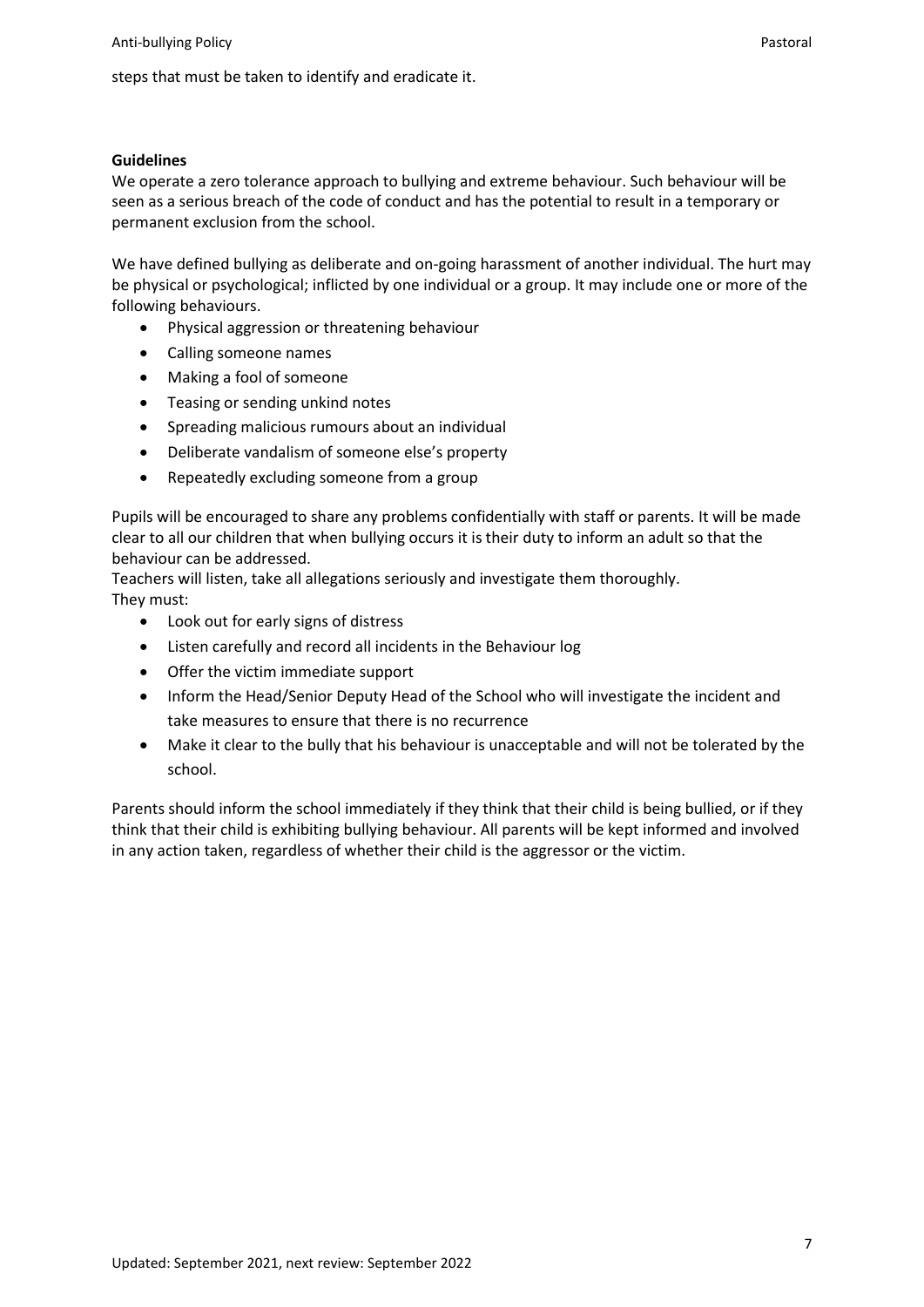steps that must be taken to identify and eradicate it.

**Guidelines**

We operate a zero tolerance approach to bullying and extreme behaviour. Such behaviour will be seen as a serious breach of the code of conduct and has the potential to result in a temporary or permanent exclusion from the school.

We have defined bullying as deliberate and on-going harassment of another individual. The hurt may be physical or psychological; inflicted by one individual or a group. It may include one or more of the following behaviours.

- Physical aggression or threatening behaviour
- Calling someone names
- Making a fool of someone
- Teasing or sending unkind notes
- Spreading malicious rumours about an individual
- Deliberate vandalism of someone else's property
- Repeatedly excluding someone from a group

Pupils will be encouraged to share any problems confidentially with staff or parents. It will be made clear to all our children that when bullying occurs it is their duty to inform an adult so that the behaviour can be addressed.

Teachers will listen, take all allegations seriously and investigate them thoroughly.

They must:

- Look out for early signs of distress
- Listen carefully and record all incidents in the Behaviour log
- Offer the victim immediate support
- Inform the Head/Senior Deputy Head of the School who will investigate the incident and take measures to ensure that there is no recurrence
- Make it clear to the bully that his behaviour is unacceptable and will not be tolerated by the school.

Parents should inform the school immediately if they think that their child is being bullied, or if they think that their child is exhibiting bullying behaviour. All parents will be kept informed and involved in any action taken, regardless of whether their child is the aggressor or the victim.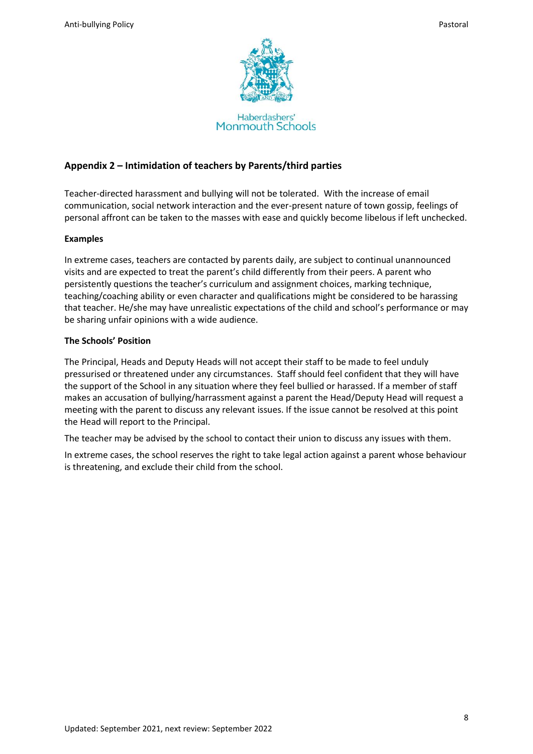Haberdashers'
Monmouth Schools

## Appendix 2 – Intimidation of teachers by Parents/third parties

Teacher-directed harassment and bullying will not be tolerated. With the increase of email communication, social network interaction and the ever-present nature of town gossip, feelings of personal affront can be taken to the masses with ease and quickly become libelous if left unchecked.

**Examples**

In extreme cases, teachers are contacted by parents daily, are subject to continual unannounced visits and are expected to treat the parent's child differently from their peers. A parent who persistently questions the teacher's curriculum and assignment choices, marking technique, teaching/coaching ability or even character and qualifications might be considered to be harassing that teacher. He/she may have unrealistic expectations of the child and school's performance or may be sharing unfair opinions with a wide audience.

**The Schools' Position**

The Principal, Heads and Deputy Heads will not accept their staff to be made to feel unduly pressurised or threatened under any circumstances. Staff should feel confident that they will have the support of the School in any situation where they feel bullied or harassed. If a member of staff makes an accusation of bullying/harrassment against a parent the Head/Deputy Head will request a meeting with the parent to discuss any relevant issues. If the issue cannot be resolved at this point the Head will report to the Principal.

The teacher may be advised by the school to contact their union to discuss any issues with them.

In extreme cases, the school reserves the right to take legal action against a parent whose behaviour is threatening, and exclude their child from the school.